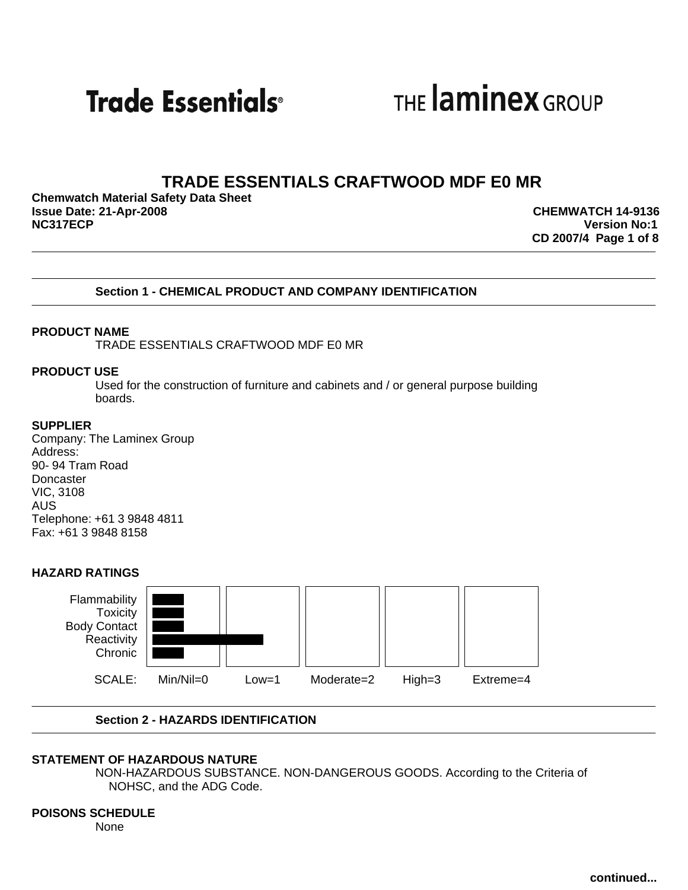Trade Essentials® THE laminex GROUP

# TRADE ESSENTIALS CRAFTWOOD MDF E0 MR

**Chemwatch Material Safety Data Sheet**
**Issue Date: 21-Apr-2008**
**NC317ECP**

**CHEMWATCH 14-9136**
**Version No:1**
**CD 2007/4**

## Section 1 - CHEMICAL PRODUCT AND COMPANY IDENTIFICATION

**PRODUCT NAME**

TRADE ESSENTIALS CRAFTWOOD MDF E0 MR

**PRODUCT USE**

Used for the construction of furniture and cabinets and / or general purpose building boards.

**SUPPLIER**

Company: The Laminex Group
Address:
90- 94 Tram Road
Doncaster
VIC, 3108
AUS
Telephone: +61 3 9848 4811
Fax: +61 3 9848 8158

**HAZARD RATINGS**

| Hazard | Rating |
|---|---|
| Flammability | Min/Nil=0 |
| Toxicity | Min/Nil=0 |
| Body Contact | Min/Nil=0 |
| Reactivity | Low=1 |
| Chronic | Min/Nil=0 |

SCALE: Min/Nil=0 Low=1 Moderate=2 High=3 Extreme=4

## Section 2 - HAZARDS IDENTIFICATION

**STATEMENT OF HAZARDOUS NATURE**

NON-HAZARDOUS SUBSTANCE. NON-DANGEROUS GOODS. According to the Criteria of NOHSC, and the ADG Code.

**POISONS SCHEDULE**

None

continued...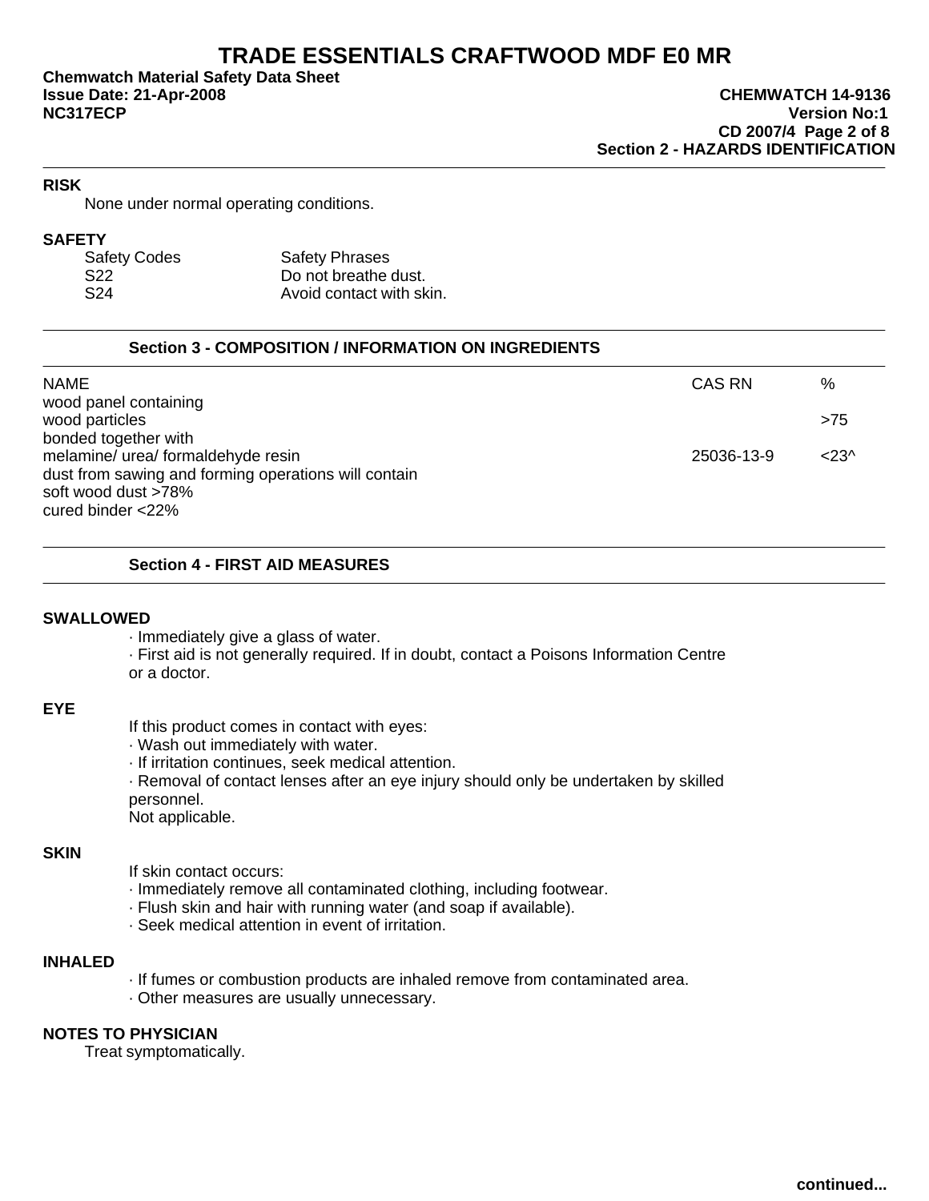Section 2 - HAZARDS IDENTIFICATION

**RISK**

None under normal operating conditions.

**SAFETY**

| Safety Codes | Safety Phrases |
|---|---|
| S22 | Do not breathe dust. |
| S24 | Avoid contact with skin. |

## Section 3 - COMPOSITION / INFORMATION ON INGREDIENTS

| NAME | CAS RN | % |
|---|---|---|
| wood panel containing | | |
| wood particles | | >75 |
| bonded together with | | |
| melamine/ urea/ formaldehyde resin | 25036-13-9 | <23^ |
| dust from sawing and forming operations will contain | | |
| soft wood dust >78% | | |
| cured binder <22% | | |

## Section 4 - FIRST AID MEASURES

**SWALLOWED**

· Immediately give a glass of water.
· First aid is not generally required. If in doubt, contact a Poisons Information Centre or a doctor.

**EYE**

If this product comes in contact with eyes:
· Wash out immediately with water.
· If irritation continues, seek medical attention.
· Removal of contact lenses after an eye injury should only be undertaken by skilled personnel.
Not applicable.

**SKIN**

If skin contact occurs:
· Immediately remove all contaminated clothing, including footwear.
· Flush skin and hair with running water (and soap if available).
· Seek medical attention in event of irritation.

**INHALED**

· If fumes or combustion products are inhaled remove from contaminated area.
· Other measures are usually unnecessary.

**NOTES TO PHYSICIAN**

Treat symptomatically.

continued...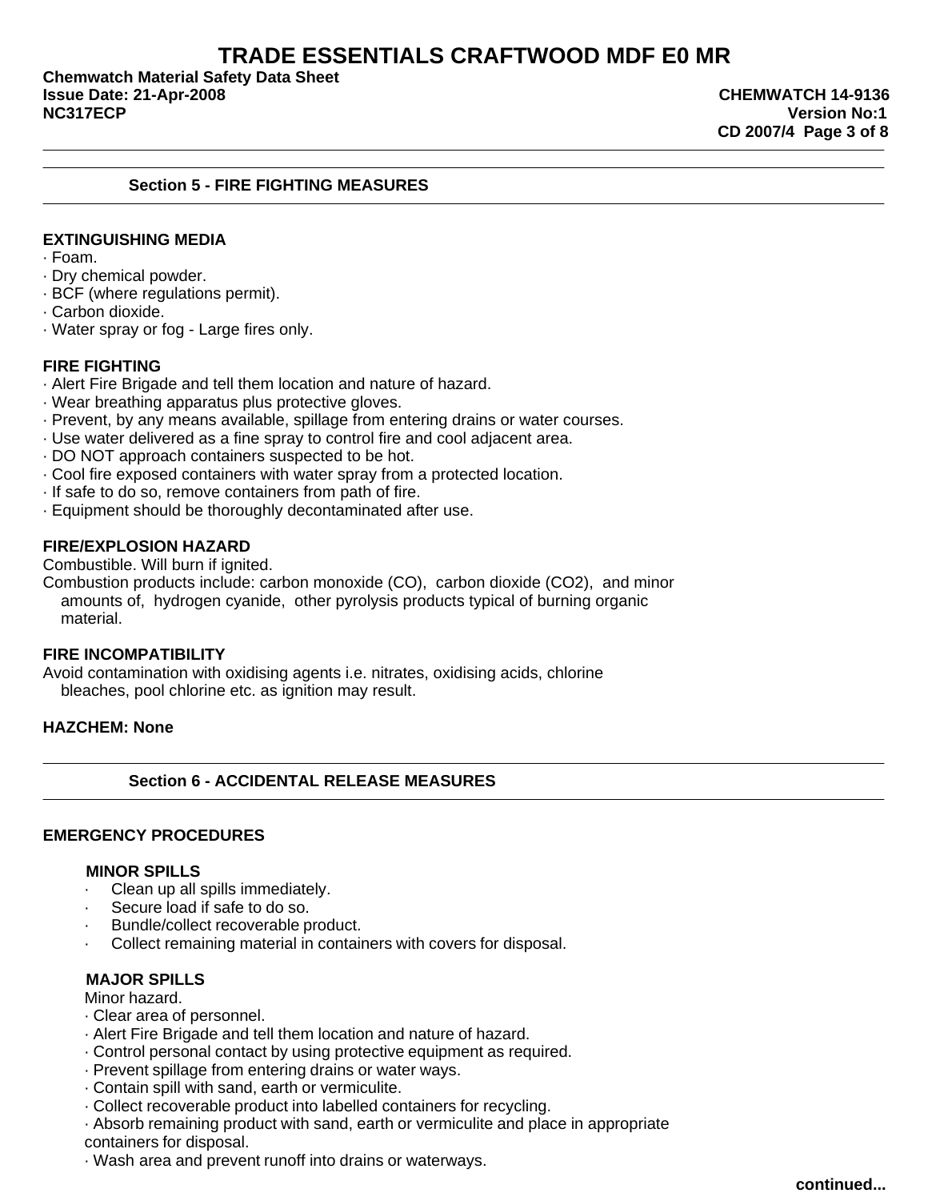## Section 5 - FIRE FIGHTING MEASURES

**EXTINGUISHING MEDIA**

· Foam.
· Dry chemical powder.
· BCF (where regulations permit).
· Carbon dioxide.
· Water spray or fog - Large fires only.

**FIRE FIGHTING**

· Alert Fire Brigade and tell them location and nature of hazard.
· Wear breathing apparatus plus protective gloves.
· Prevent, by any means available, spillage from entering drains or water courses.
· Use water delivered as a fine spray to control fire and cool adjacent area.
· DO NOT approach containers suspected to be hot.
· Cool fire exposed containers with water spray from a protected location.
· If safe to do so, remove containers from path of fire.
· Equipment should be thoroughly decontaminated after use.

**FIRE/EXPLOSION HAZARD**

Combustible. Will burn if ignited.
Combustion products include: carbon monoxide (CO), carbon dioxide ($CO_2$), and minor amounts of, hydrogen cyanide, other pyrolysis products typical of burning organic material.

**FIRE INCOMPATIBILITY**

Avoid contamination with oxidising agents i.e. nitrates, oxidising acids, chlorine bleaches, pool chlorine etc. as ignition may result.

**HAZCHEM: None**

## Section 6 - ACCIDENTAL RELEASE MEASURES

**EMERGENCY PROCEDURES**

**MINOR SPILLS**

· Clean up all spills immediately.
· Secure load if safe to do so.
· Bundle/collect recoverable product.
· Collect remaining material in containers with covers for disposal.

**MAJOR SPILLS**

Minor hazard.
· Clear area of personnel.
· Alert Fire Brigade and tell them location and nature of hazard.
· Control personal contact by using protective equipment as required.
· Prevent spillage from entering drains or water ways.
· Contain spill with sand, earth or vermiculite.
· Collect recoverable product into labelled containers for recycling.
· Absorb remaining product with sand, earth or vermiculite and place in appropriate containers for disposal.
· Wash area and prevent runoff into drains or waterways.

continued...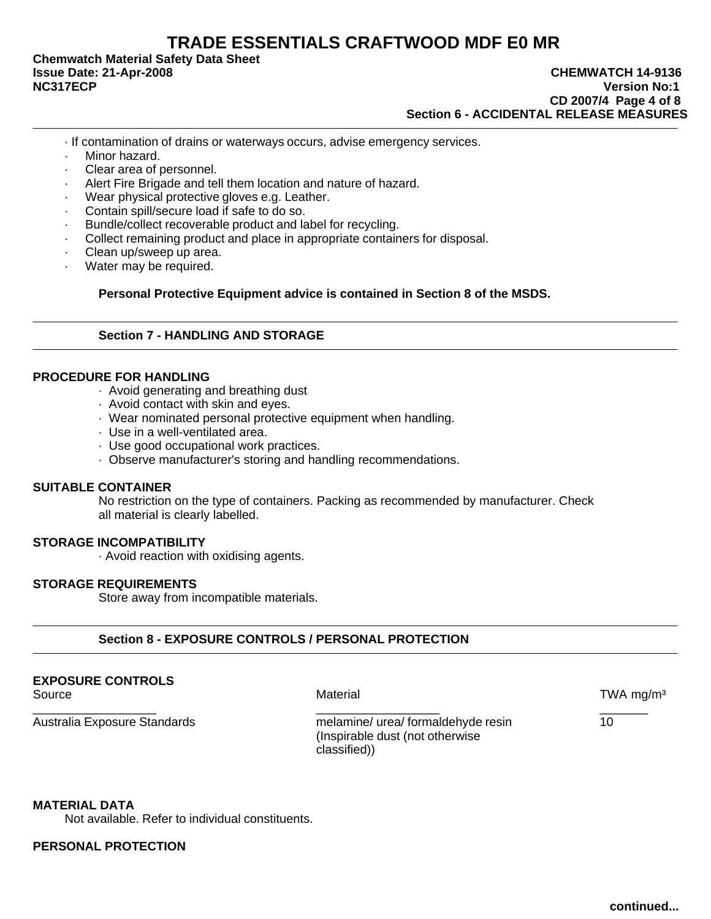## Section 6 - ACCIDENTAL RELEASE MEASURES

· If contamination of drains or waterways occurs, advise emergency services.

- Minor hazard.
- Clear area of personnel.
- Alert Fire Brigade and tell them location and nature of hazard.
- Wear physical protective gloves e.g. Leather.
- Contain spill/secure load if safe to do so.
- Bundle/collect recoverable product and label for recycling.
- Collect remaining product and place in appropriate containers for disposal.
- Clean up/sweep up area.
- Water may be required.

**Personal Protective Equipment advice is contained in Section 8 of the MSDS.**

## Section 7 - HANDLING AND STORAGE

### PROCEDURE FOR HANDLING

- Avoid generating and breathing dust
- Avoid contact with skin and eyes.
- Wear nominated personal protective equipment when handling.
- Use in a well-ventilated area.
- Use good occupational work practices.
- Observe manufacturer's storing and handling recommendations.

### SUITABLE CONTAINER

No restriction on the type of containers. Packing as recommended by manufacturer. Check all material is clearly labelled.

### STORAGE INCOMPATIBILITY

· Avoid reaction with oxidising agents.

### STORAGE REQUIREMENTS

Store away from incompatible materials.

## Section 8 - EXPOSURE CONTROLS / PERSONAL PROTECTION

### EXPOSURE CONTROLS

| Source | Material | TWA mg/m³ |
|---|---|---|
| Australia Exposure Standards | melamine/ urea/ formaldehyde resin (Inspirable dust (not otherwise classified)) | 10 |

### MATERIAL DATA

Not available. Refer to individual constituents.

### PERSONAL PROTECTION

continued...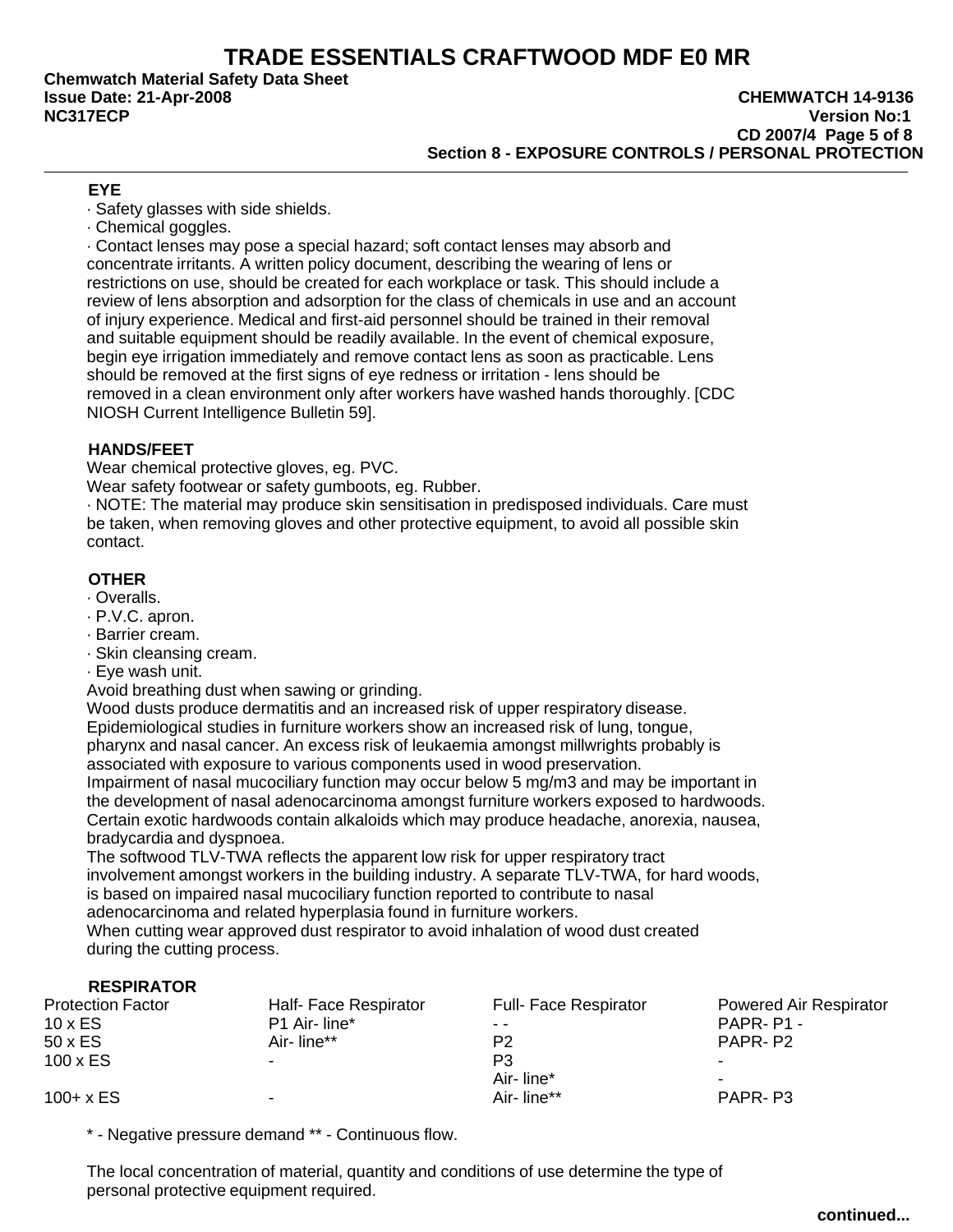## Section 8 - EXPOSURE CONTROLS / PERSONAL PROTECTION

### EYE

· Safety glasses with side shields.
· Chemical goggles.
· Contact lenses may pose a special hazard; soft contact lenses may absorb and concentrate irritants. A written policy document, describing the wearing of lens or restrictions on use, should be created for each workplace or task. This should include a review of lens absorption and adsorption for the class of chemicals in use and an account of injury experience. Medical and first-aid personnel should be trained in their removal and suitable equipment should be readily available. In the event of chemical exposure, begin eye irrigation immediately and remove contact lens as soon as practicable. Lens should be removed at the first signs of eye redness or irritation - lens should be removed in a clean environment only after workers have washed hands thoroughly. [CDC NIOSH Current Intelligence Bulletin 59].

### HANDS/FEET

Wear chemical protective gloves, eg. PVC.
Wear safety footwear or safety gumboots, eg. Rubber.
· NOTE: The material may produce skin sensitisation in predisposed individuals. Care must be taken, when removing gloves and other protective equipment, to avoid all possible skin contact.

### OTHER

· Overalls.
· P.V.C. apron.
· Barrier cream.
· Skin cleansing cream.
· Eye wash unit.

Avoid breathing dust when sawing or grinding.
Wood dusts produce dermatitis and an increased risk of upper respiratory disease.
Epidemiological studies in furniture workers show an increased risk of lung, tongue, pharynx and nasal cancer. An excess risk of leukaemia amongst millwrights probably is associated with exposure to various components used in wood preservation.
Impairment of nasal mucociliary function may occur below 5 mg/m3 and may be important in the development of nasal adenocarcinoma amongst furniture workers exposed to hardwoods.
Certain exotic hardwoods contain alkaloids which may produce headache, anorexia, nausea, bradycardia and dyspnoea.
The softwood TLV-TWA reflects the apparent low risk for upper respiratory tract involvement amongst workers in the building industry. A separate TLV-TWA, for hard woods, is based on impaired nasal mucociliary function reported to contribute to nasal adenocarcinoma and related hyperplasia found in furniture workers.
When cutting wear approved dust respirator to avoid inhalation of wood dust created during the cutting process.

### RESPIRATOR

| Protection Factor | Half- Face Respirator | Full- Face Respirator | Powered Air Respirator |
|---|---|---|---|
| 10 x ES | P1 Air- line* | - - | PAPR- P1 - |
| 50 x ES | Air- line** | P2 | PAPR- P2 |
| 100 x ES | - | P3 | - |
| | | Air- line* | - |
| 100+ x ES | - | Air- line** | PAPR- P3 |

* - Negative pressure demand ** - Continuous flow.

The local concentration of material, quantity and conditions of use determine the type of personal protective equipment required.

continued...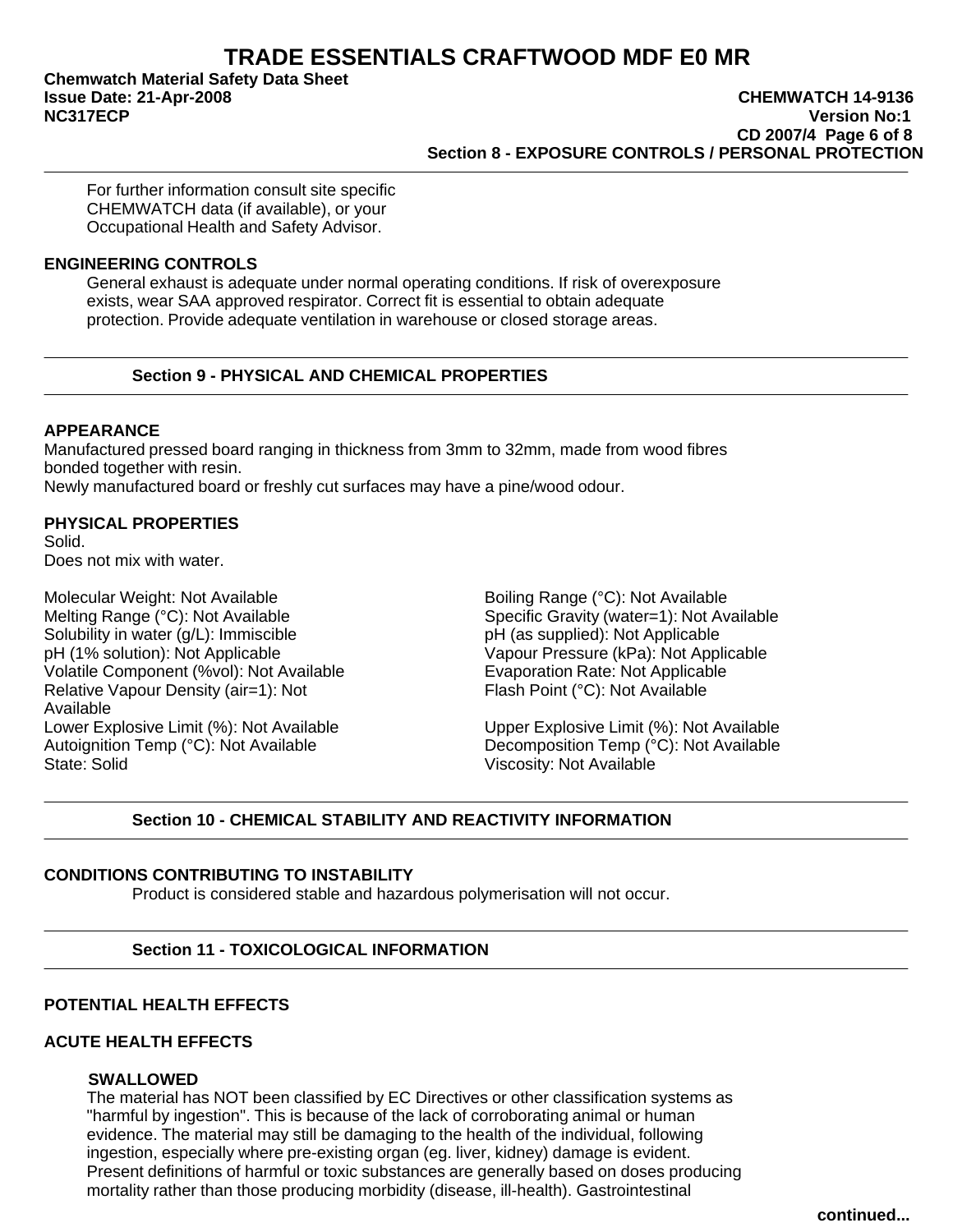For further information consult site specific CHEMWATCH data (if available), or your Occupational Health and Safety Advisor.

**ENGINEERING CONTROLS**

General exhaust is adequate under normal operating conditions. If risk of overexposure exists, wear SAA approved respirator. Correct fit is essential to obtain adequate protection. Provide adequate ventilation in warehouse or closed storage areas.

## Section 9 - PHYSICAL AND CHEMICAL PROPERTIES

**APPEARANCE**

Manufactured pressed board ranging in thickness from 3mm to 32mm, made from wood fibres bonded together with resin.
Newly manufactured board or freshly cut surfaces may have a pine/wood odour.

**PHYSICAL PROPERTIES**

Solid.
Does not mix with water.

| | |
|---|---|
| Molecular Weight: Not Available | Boiling Range (°C): Not Available |
| Melting Range (°C): Not Available | Specific Gravity (water=1): Not Available |
| Solubility in water (g/L): Immiscible | pH (as supplied): Not Applicable |
| pH (1% solution): Not Applicable | Vapour Pressure (kPa): Not Applicable |
| Volatile Component (%vol): Not Available | Evaporation Rate: Not Applicable |
| Relative Vapour Density (air=1): Not Available | Flash Point (°C): Not Available |
| Lower Explosive Limit (%): Not Available | Upper Explosive Limit (%): Not Available |
| Autoignition Temp (°C): Not Available | Decomposition Temp (°C): Not Available |
| State: Solid | Viscosity: Not Available |

## Section 10 - CHEMICAL STABILITY AND REACTIVITY INFORMATION

**CONDITIONS CONTRIBUTING TO INSTABILITY**

Product is considered stable and hazardous polymerisation will not occur.

## Section 11 - TOXICOLOGICAL INFORMATION

**POTENTIAL HEALTH EFFECTS**

**ACUTE HEALTH EFFECTS**

**SWALLOWED**

The material has NOT been classified by EC Directives or other classification systems as "harmful by ingestion". This is because of the lack of corroborating animal or human evidence. The material may still be damaging to the health of the individual, following ingestion, especially where pre-existing organ (eg. liver, kidney) damage is evident. Present definitions of harmful or toxic substances are generally based on doses producing mortality rather than those producing morbidity (disease, ill-health). Gastrointestinal

continued...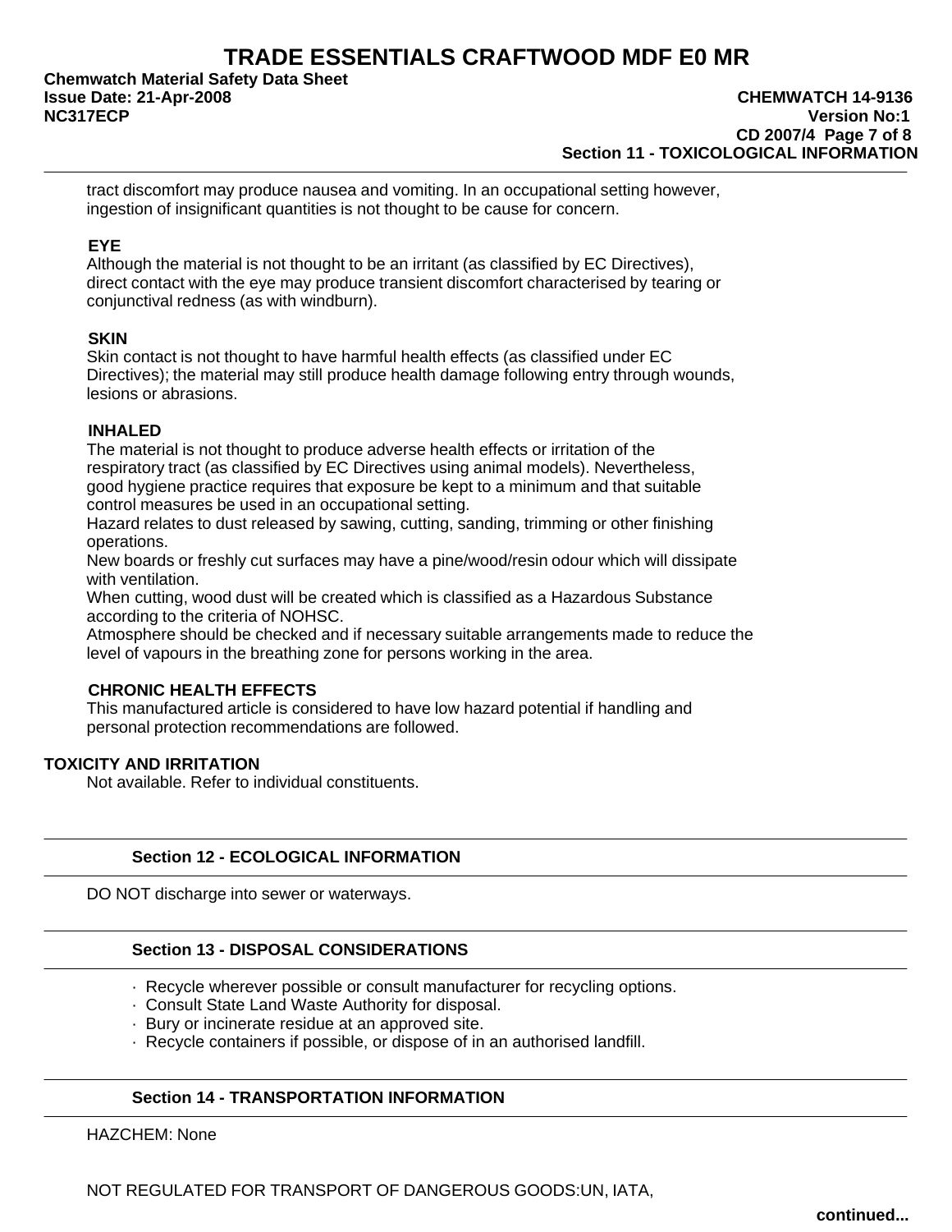tract discomfort may produce nausea and vomiting. In an occupational setting however, ingestion of insignificant quantities is not thought to be cause for concern.

**EYE**

Although the material is not thought to be an irritant (as classified by EC Directives), direct contact with the eye may produce transient discomfort characterised by tearing or conjunctival redness (as with windburn).

**SKIN**

Skin contact is not thought to have harmful health effects (as classified under EC Directives); the material may still produce health damage following entry through wounds, lesions or abrasions.

**INHALED**

The material is not thought to produce adverse health effects or irritation of the respiratory tract (as classified by EC Directives using animal models). Nevertheless, good hygiene practice requires that exposure be kept to a minimum and that suitable control measures be used in an occupational setting.
Hazard relates to dust released by sawing, cutting, sanding, trimming or other finishing operations.
New boards or freshly cut surfaces may have a pine/wood/resin odour which will dissipate with ventilation.
When cutting, wood dust will be created which is classified as a Hazardous Substance according to the criteria of NOHSC.
Atmosphere should be checked and if necessary suitable arrangements made to reduce the level of vapours in the breathing zone for persons working in the area.

**CHRONIC HEALTH EFFECTS**

This manufactured article is considered to have low hazard potential if handling and personal protection recommendations are followed.

**TOXICITY AND IRRITATION**

Not available. Refer to individual constituents.

## Section 12 - ECOLOGICAL INFORMATION

DO NOT discharge into sewer or waterways.

## Section 13 - DISPOSAL CONSIDERATIONS

- Recycle wherever possible or consult manufacturer for recycling options.
- Consult State Land Waste Authority for disposal.
- Bury or incinerate residue at an approved site.
- Recycle containers if possible, or dispose of in an authorised landfill.

## Section 14 - TRANSPORTATION INFORMATION

HAZCHEM: None

NOT REGULATED FOR TRANSPORT OF DANGEROUS GOODS:UN, IATA,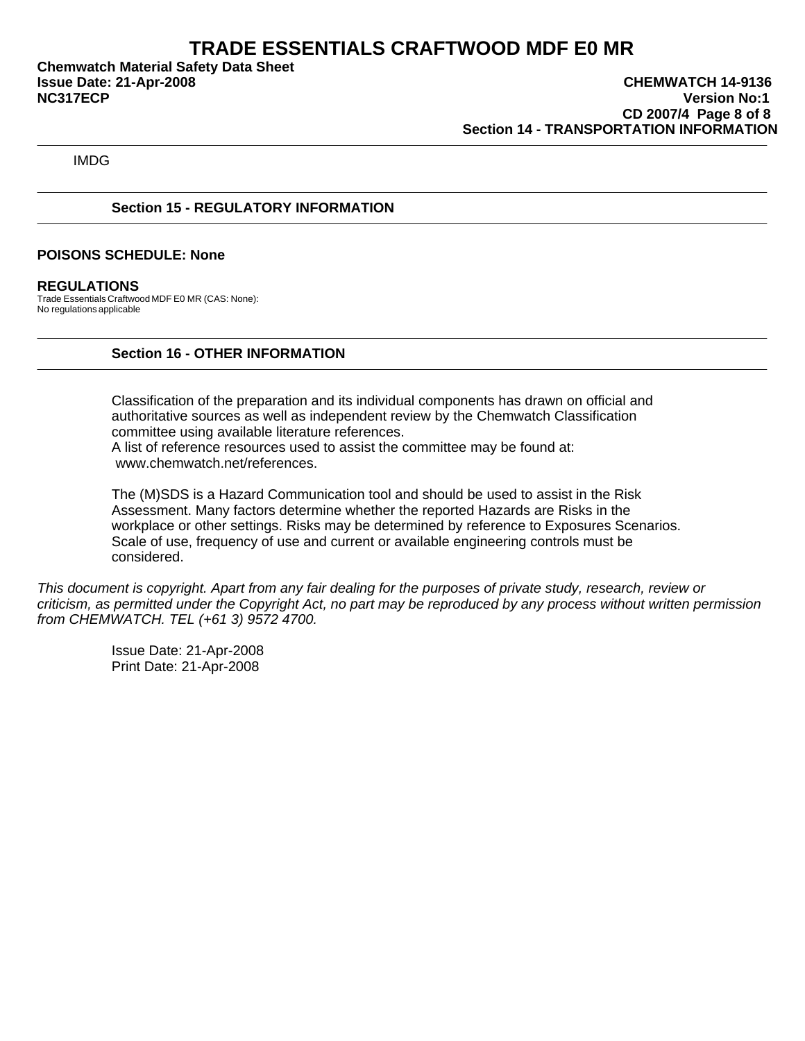IMDG

## Section 15 - REGULATORY INFORMATION

**POISONS SCHEDULE: None**

**REGULATIONS**

Trade Essentials Craftwood MDF E0 MR (CAS: None):
No regulations applicable

## Section 16 - OTHER INFORMATION

Classification of the preparation and its individual components has drawn on official and authoritative sources as well as independent review by the Chemwatch Classification committee using available literature references.
A list of reference resources used to assist the committee may be found at:
www.chemwatch.net/references.

The (M)SDS is a Hazard Communication tool and should be used to assist in the Risk Assessment. Many factors determine whether the reported Hazards are Risks in the workplace or other settings. Risks may be determined by reference to Exposures Scenarios. Scale of use, frequency of use and current or available engineering controls must be considered.

*This document is copyright. Apart from any fair dealing for the purposes of private study, research, review or criticism, as permitted under the Copyright Act, no part may be reproduced by any process without written permission from CHEMWATCH. TEL (+61 3) 9572 4700.*

Issue Date: 21-Apr-2008
Print Date: 21-Apr-2008